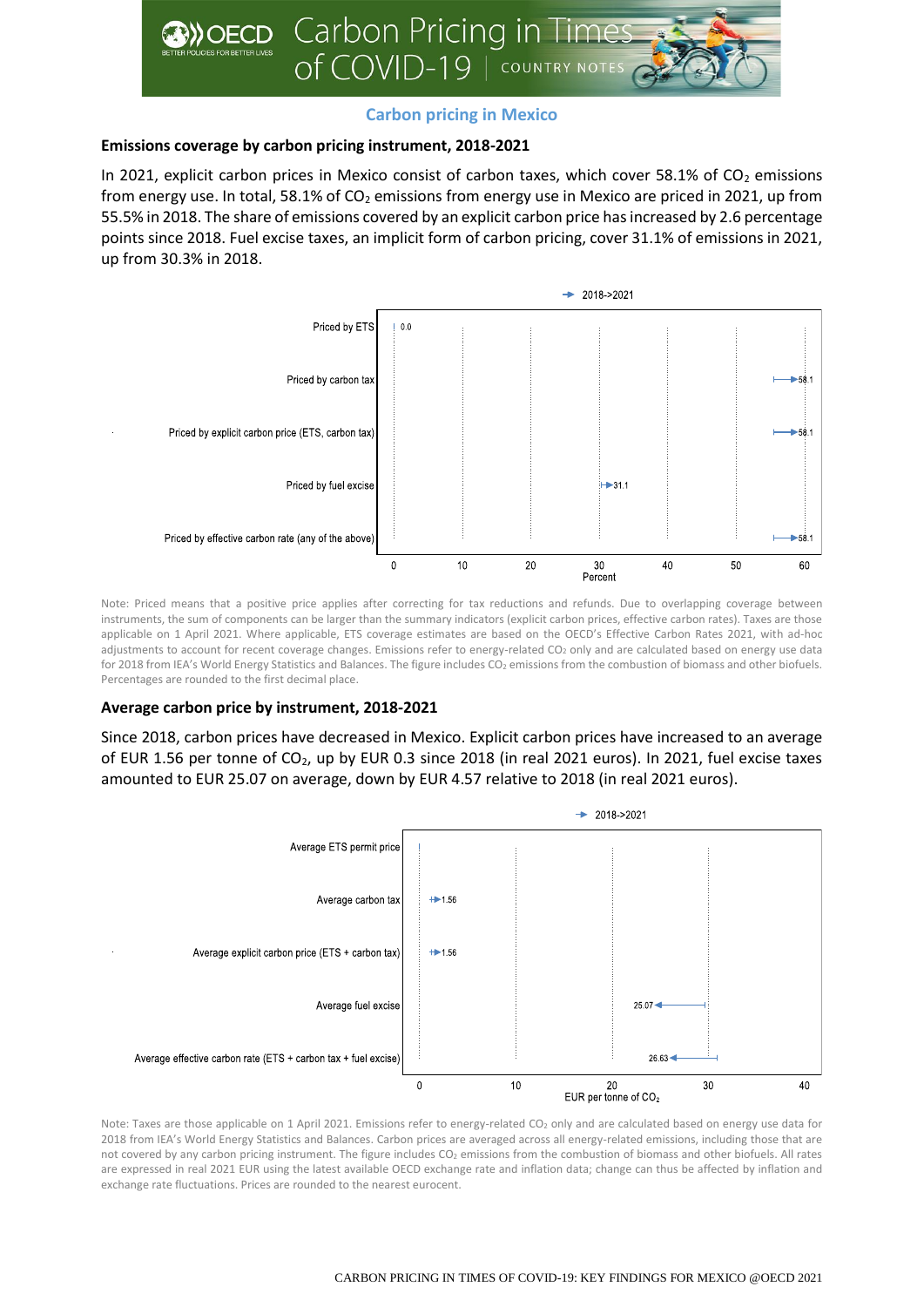## Carbon pricing in Mexico

### Emissions coverage by carbon pricing instrument, 2018-2021

In 2021, explicit carbon prices in Mexico consist of carbon taxes, which cover 58.1% of $CO_2$ emissions from energy use. In total, 58.1% of $CO_2$ emissions from energy use in Mexico are priced in 2021, up from 55.5% in 2018. The share of emissions covered by an explicit carbon price has increased by 2.6 percentage points since 2018. Fuel excise taxes, an implicit form of carbon pricing, cover 31.1% of emissions in 2021, up from 30.3% in 2018.

Note: Priced means that a positive price applies after correcting for tax reductions and refunds. Due to overlapping coverage between instruments, the sum of components can be larger than the summary indicators (explicit carbon prices, effective carbon rates). Taxes are those applicable on 1 April 2021. Where applicable, ETS coverage estimates are based on the OECD's Effective Carbon Rates 2021, with ad-hoc adjustments to account for recent coverage changes. Emissions refer to energy-related $CO_2$ only and are calculated based on energy use data for 2018 from IEA's World Energy Statistics and Balances. The figure includes $CO_2$ emissions from the combustion of biomass and other biofuels. Percentages are rounded to the first decimal place.

### Average carbon price by instrument, 2018-2021

Since 2018, carbon prices have decreased in Mexico. Explicit carbon prices have increased to an average of EUR 1.56 per tonne of $CO_2$, up by EUR 0.3 since 2018 (in real 2021 euros). In 2021, fuel excise taxes amounted to EUR 25.07 on average, down by EUR 4.57 relative to 2018 (in real 2021 euros).

Note: Taxes are those applicable on 1 April 2021. Emissions refer to energy-related $CO_2$ only and are calculated based on energy use data for 2018 from IEA's World Energy Statistics and Balances. Carbon prices are averaged across all energy-related emissions, including those that are not covered by any carbon pricing instrument. The figure includes $CO_2$ emissions from the combustion of biomass and other biofuels. All rates are expressed in real 2021 EUR using the latest available OECD exchange rate and inflation data; change can thus be affected by inflation and exchange rate fluctuations. Prices are rounded to the nearest eurocent.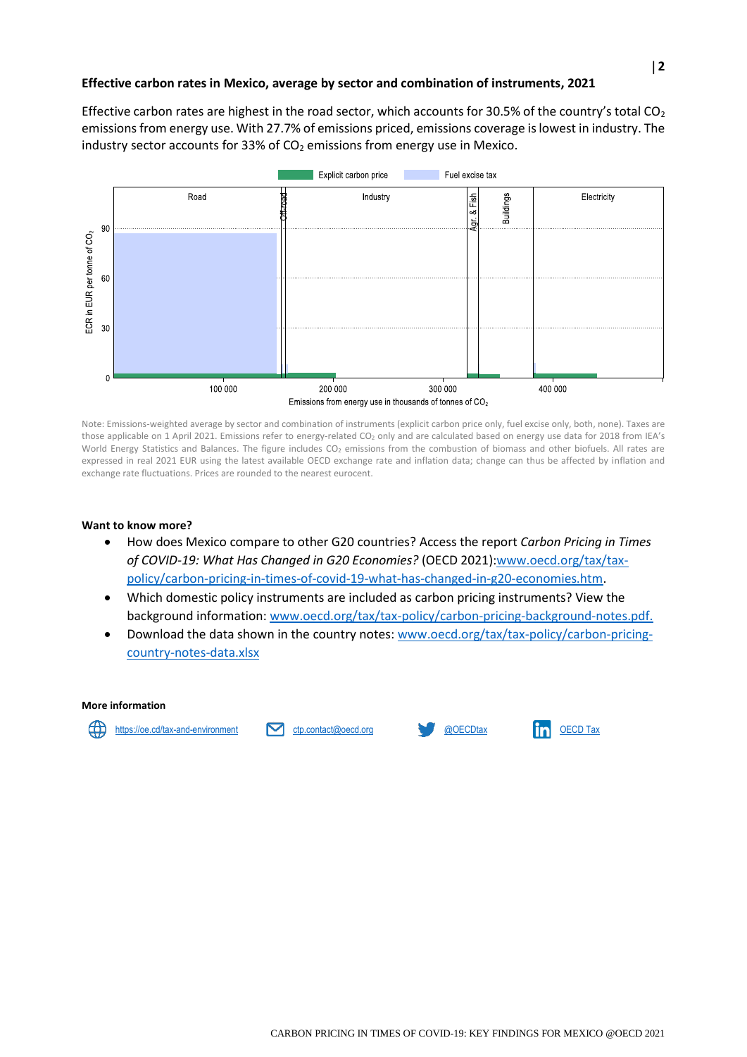**Effective carbon rates in Mexico, average by sector and combination of instruments, 2021**

Effective carbon rates are highest in the road sector, which accounts for 30.5% of the country's total $CO_2$ emissions from energy use. With 27.7% of emissions priced, emissions coverage is lowest in industry. The industry sector accounts for 33% of $CO_2$ emissions from energy use in Mexico.

Explicit carbon price
Fuel excise tax

Road
Off-road
Industry
Agr. & Fish
Buildings
Electricity

ECR in EUR per tonne of $CO_2$

0
30
60
90

100 000
200 000
300 000
400 000

Emissions from energy use in thousands of tonnes of $CO_2$

Note: Emissions-weighted average by sector and combination of instruments (explicit carbon price only, fuel excise only, both, none). Taxes are those applicable on 1 April 2021. Emissions refer to energy-related $CO_2$ only and are calculated based on energy use data for 2018 from IEA's World Energy Statistics and Balances. The figure includes $CO_2$ emissions from the combustion of biomass and other biofuels. All rates are expressed in real 2021 EUR using the latest available OECD exchange rate and inflation data; change can thus be affected by inflation and exchange rate fluctuations. Prices are rounded to the nearest eurocent.

**Want to know more?**

- How does Mexico compare to other G20 countries? Access the report *Carbon Pricing in Times of COVID-19: What Has Changed in G20 Economies?* (OECD 2021):www.oecd.org/tax/tax-policy/carbon-pricing-in-times-of-covid-19-what-has-changed-in-g20-economies.htm.
- Which domestic policy instruments are included as carbon pricing instruments? View the background information: www.oecd.org/tax/tax-policy/carbon-pricing-background-notes.pdf.
- Download the data shown in the country notes: www.oecd.org/tax/tax-policy/carbon-pricing-country-notes-data.xlsx

**More information**

https://oe.cd/tax-and-environment    ctp.contact@oecd.org    @OECDtax    OECD Tax